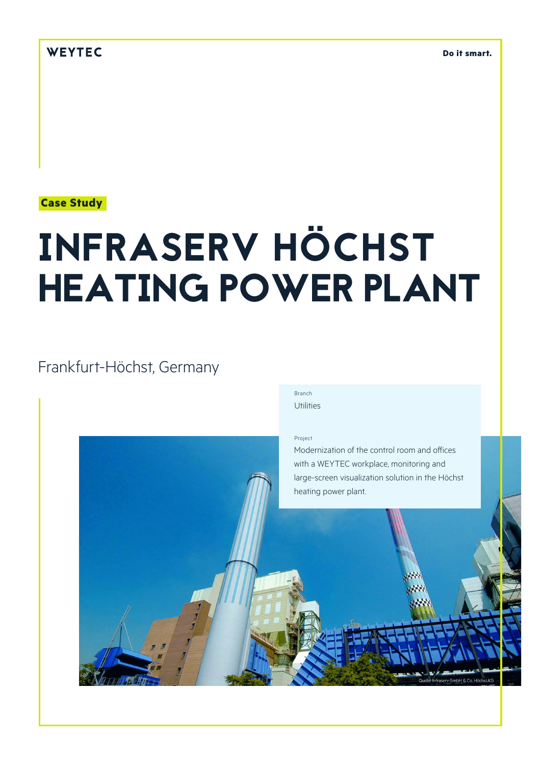WEYTEC

Do it smart.

Case Study

# INFRASERV HÖCHST HEATING POWER PLANT

Frankfurt-Höchst, Germany

Branch

Utilities

Project

Modernization of the control room and offices with a WEYTEC workplace, monitoring and large-screen visualization solution in the Höchst heating power plant.

Quelle: Infraserv GmbH & Co. Höchst KG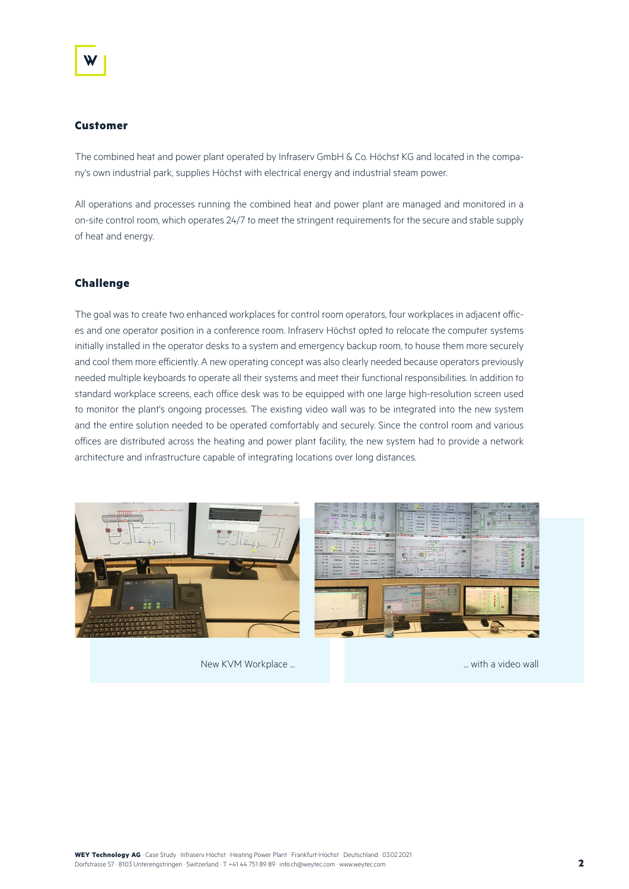## Customer

The combined heat and power plant operated by Infraserv GmbH & Co. Höchst KG and located in the company's own industrial park, supplies Höchst with electrical energy and industrial steam power.

All operations and processes running the combined heat and power plant are managed and monitored in a on-site control room, which operates 24/7 to meet the stringent requirements for the secure and stable supply of heat and energy.

## Challenge

The goal was to create two enhanced workplaces for control room operators, four workplaces in adjacent offices and one operator position in a conference room. Infraserv Höchst opted to relocate the computer systems initially installed in the operator desks to a system and emergency backup room, to house them more securely and cool them more efficiently. A new operating concept was also clearly needed because operators previously needed multiple keyboards to operate all their systems and meet their functional responsibilities. In addition to standard workplace screens, each office desk was to be equipped with one large high-resolution screen used to monitor the plant's ongoing processes. The existing video wall was to be integrated into the new system and the entire solution needed to be operated comfortably and securely. Since the control room and various offices are distributed across the heating and power plant facility, the new system had to provide a network architecture and infrastructure capable of integrating locations over long distances.

New KVM Workplace ...

... with a video wall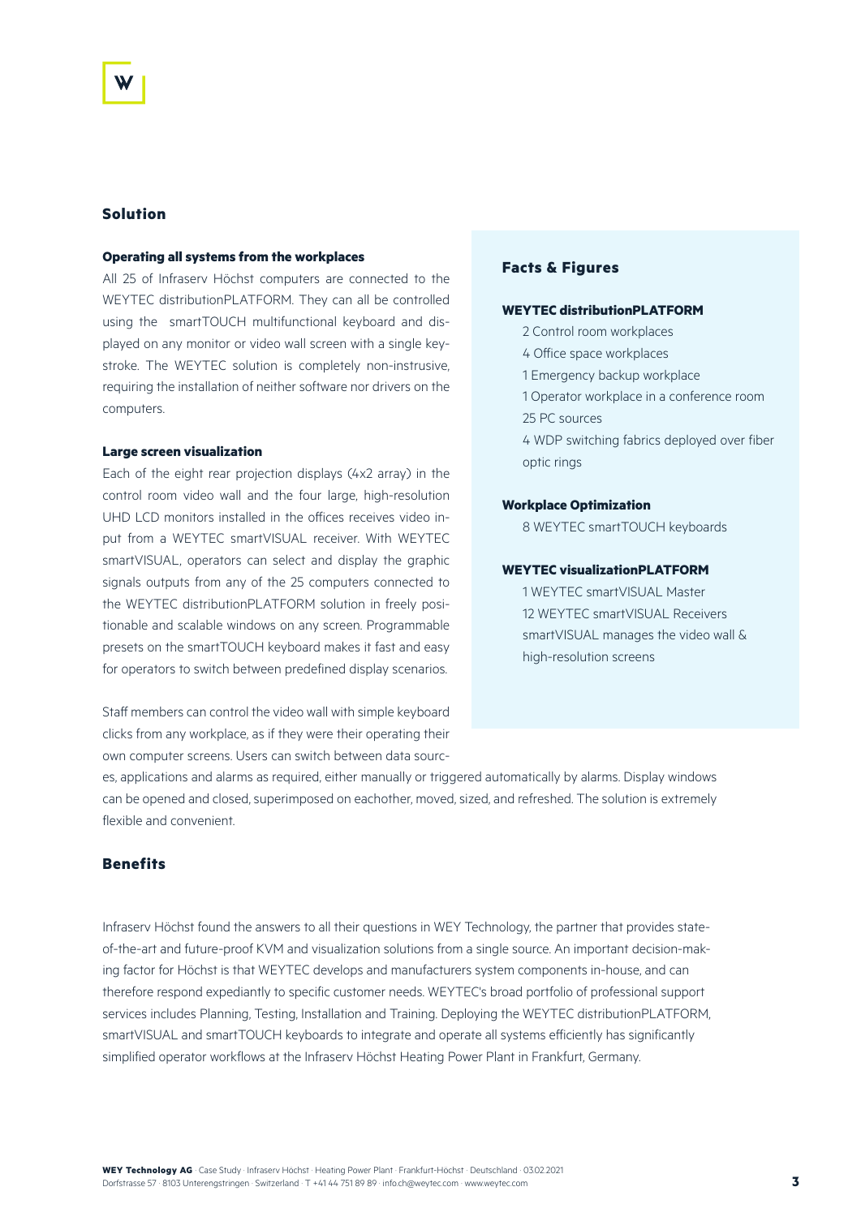## Solution

### Operating all systems from the workplaces

All 25 of Infraserv Höchst computers are connected to the WEYTEC distributionPLATFORM. They can all be controlled using the smartTOUCH multifunctional keyboard and displayed on any monitor or video wall screen with a single keystroke. The WEYTEC solution is completely non-instrusive, requiring the installation of neither software nor drivers on the computers.

### Large screen visualization

Each of the eight rear projection displays (4x2 array) in the control room video wall and the four large, high-resolution UHD LCD monitors installed in the offices receives video input from a WEYTEC smartVISUAL receiver. With WEYTEC smartVISUAL, operators can select and display the graphic signals outputs from any of the 25 computers connected to the WEYTEC distributionPLATFORM solution in freely positionable and scalable windows on any screen. Programmable presets on the smartTOUCH keyboard makes it fast and easy for operators to switch between predefined display scenarios.

Staff members can control the video wall with simple keyboard clicks from any workplace, as if they were their operating their own computer screens. Users can switch between data sources, applications and alarms as required, either manually or triggered automatically by alarms. Display windows can be opened and closed, superimposed on eachother, moved, sized, and refreshed. The solution is extremely flexible and convenient.

## Facts & Figures

### WEYTEC distributionPLATFORM

- 2 Control room workplaces
- 4 Office space workplaces
- 1 Emergency backup workplace
- 1 Operator workplace in a conference room
- 25 PC sources
- 4 WDP switching fabrics deployed over fiber optic rings

### Workplace Optimization

- 8 WEYTEC smartTOUCH keyboards

### WEYTEC visualizationPLATFORM

- 1 WEYTEC smartVISUAL Master
- 12 WEYTEC smartVISUAL Receivers
- smartVISUAL manages the video wall & high-resolution screens

## Benefits

Infraserv Höchst found the answers to all their questions in WEY Technology, the partner that provides state-of-the-art and future-proof KVM and visualization solutions from a single source. An important decision-making factor for Höchst is that WEYTEC develops and manufacturers system components in-house, and can therefore respond expediantly to specific customer needs. WEYTEC's broad portfolio of professional support services includes Planning, Testing, Installation and Training. Deploying the WEYTEC distributionPLATFORM, smartVISUAL and smartTOUCH keyboards to integrate and operate all systems efficiently has significantly simplified operator workflows at the Infraserv Höchst Heating Power Plant in Frankfurt, Germany.